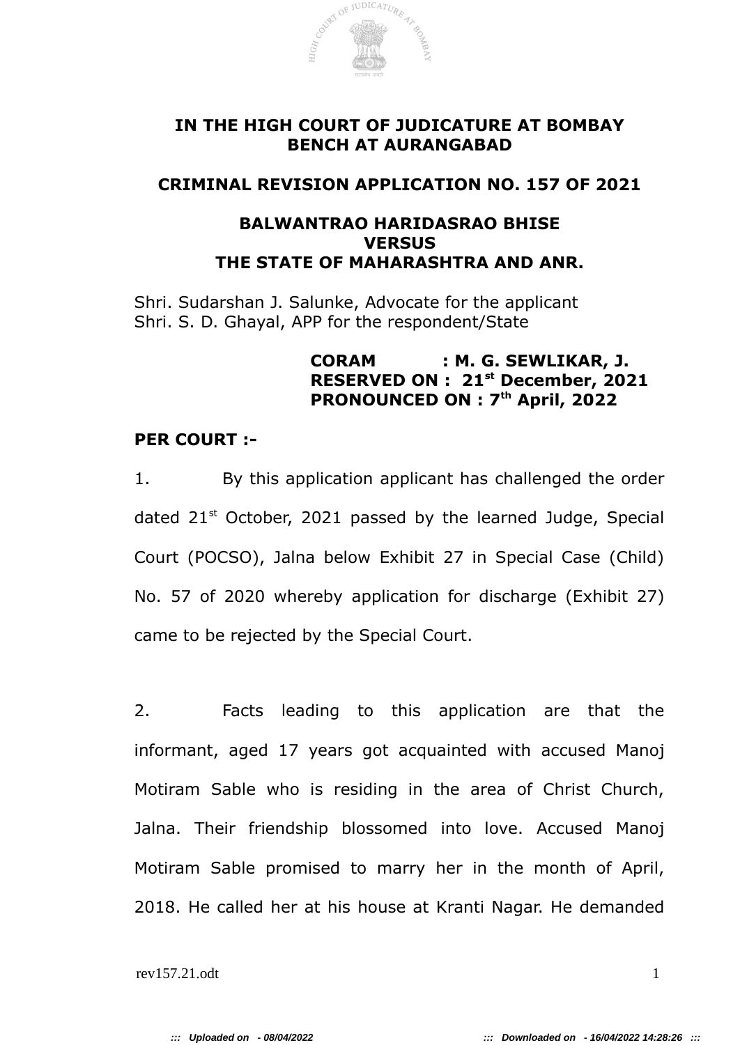**IN THE HIGH COURT OF JUDICATURE AT BOMBAY**
**BENCH AT AURANGABAD**

**CRIMINAL REVISION APPLICATION NO. 157 OF 2021**

**BALWANTRAO HARIDASRAO BHISE**
**VERSUS**
**THE STATE OF MAHARASHTRA AND ANR.**

Shri. Sudarshan J. Salunke, Advocate for the applicant
Shri. S. D. Ghayal, APP for the respondent/State

**CORAM : M. G. SEWLIKAR, J.**
**RESERVED ON : 21st December, 2021**
**PRONOUNCED ON : 7th April, 2022**

**PER COURT :-**

1. By this application applicant has challenged the order dated 21st October, 2021 passed by the learned Judge, Special Court (POCSO), Jalna below Exhibit 27 in Special Case (Child) No. 57 of 2020 whereby application for discharge (Exhibit 27) came to be rejected by the Special Court.

2. Facts leading to this application are that the informant, aged 17 years got acquainted with accused Manoj Motiram Sable who is residing in the area of Christ Church, Jalna. Their friendship blossomed into love. Accused Manoj Motiram Sable promised to marry her in the month of April, 2018. He called her at his house at Kranti Nagar. He demanded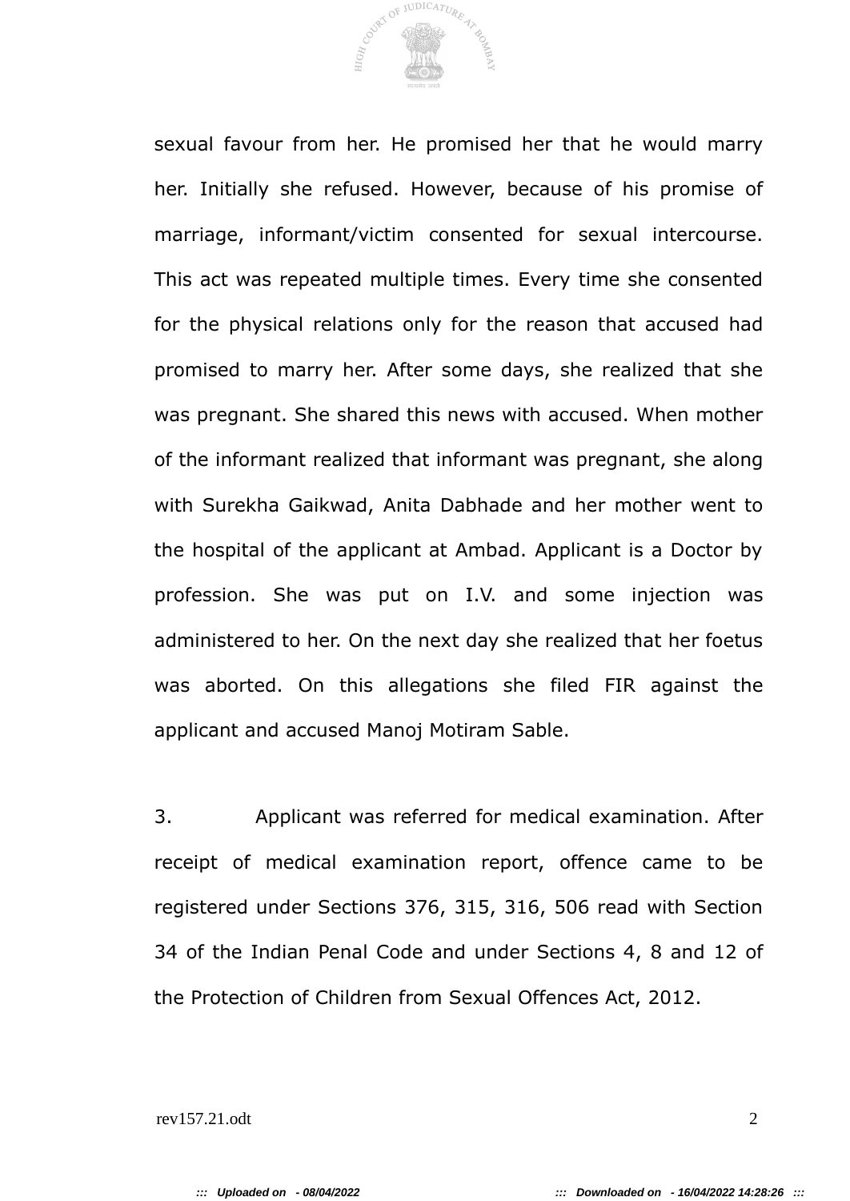sexual favour from her. He promised her that he would marry her. Initially she refused. However, because of his promise of marriage, informant/victim consented for sexual intercourse. This act was repeated multiple times. Every time she consented for the physical relations only for the reason that accused had promised to marry her. After some days, she realized that she was pregnant. She shared this news with accused. When mother of the informant realized that informant was pregnant, she along with Surekha Gaikwad, Anita Dabhade and her mother went to the hospital of the applicant at Ambad. Applicant is a Doctor by profession. She was put on I.V. and some injection was administered to her. On the next day she realized that her foetus was aborted. On this allegations she filed FIR against the applicant and accused Manoj Motiram Sable.

3. Applicant was referred for medical examination. After receipt of medical examination report, offence came to be registered under Sections 376, 315, 316, 506 read with Section 34 of the Indian Penal Code and under Sections 4, 8 and 12 of the Protection of Children from Sexual Offences Act, 2012.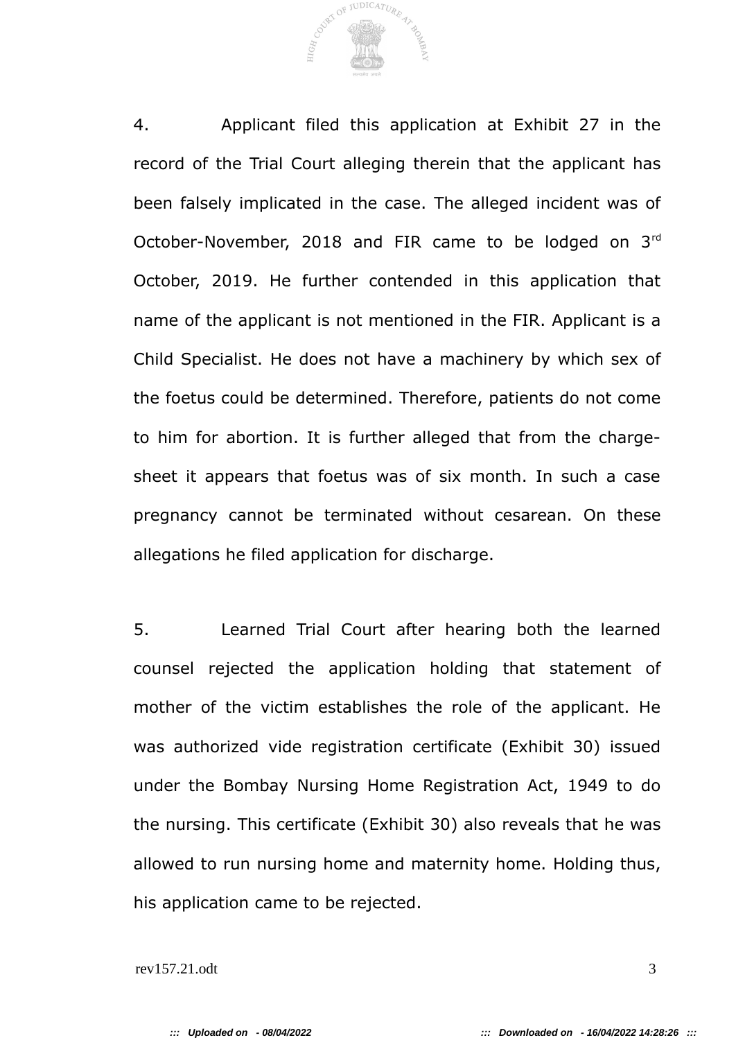4. Applicant filed this application at Exhibit 27 in the record of the Trial Court alleging therein that the applicant has been falsely implicated in the case. The alleged incident was of October-November, 2018 and FIR came to be lodged on 3rd October, 2019. He further contended in this application that name of the applicant is not mentioned in the FIR. Applicant is a Child Specialist. He does not have a machinery by which sex of the foetus could be determined. Therefore, patients do not come to him for abortion. It is further alleged that from the charge-sheet it appears that foetus was of six month. In such a case pregnancy cannot be terminated without cesarean. On these allegations he filed application for discharge.

5. Learned Trial Court after hearing both the learned counsel rejected the application holding that statement of mother of the victim establishes the role of the applicant. He was authorized vide registration certificate (Exhibit 30) issued under the Bombay Nursing Home Registration Act, 1949 to do the nursing. This certificate (Exhibit 30) also reveals that he was allowed to run nursing home and maternity home. Holding thus, his application came to be rejected.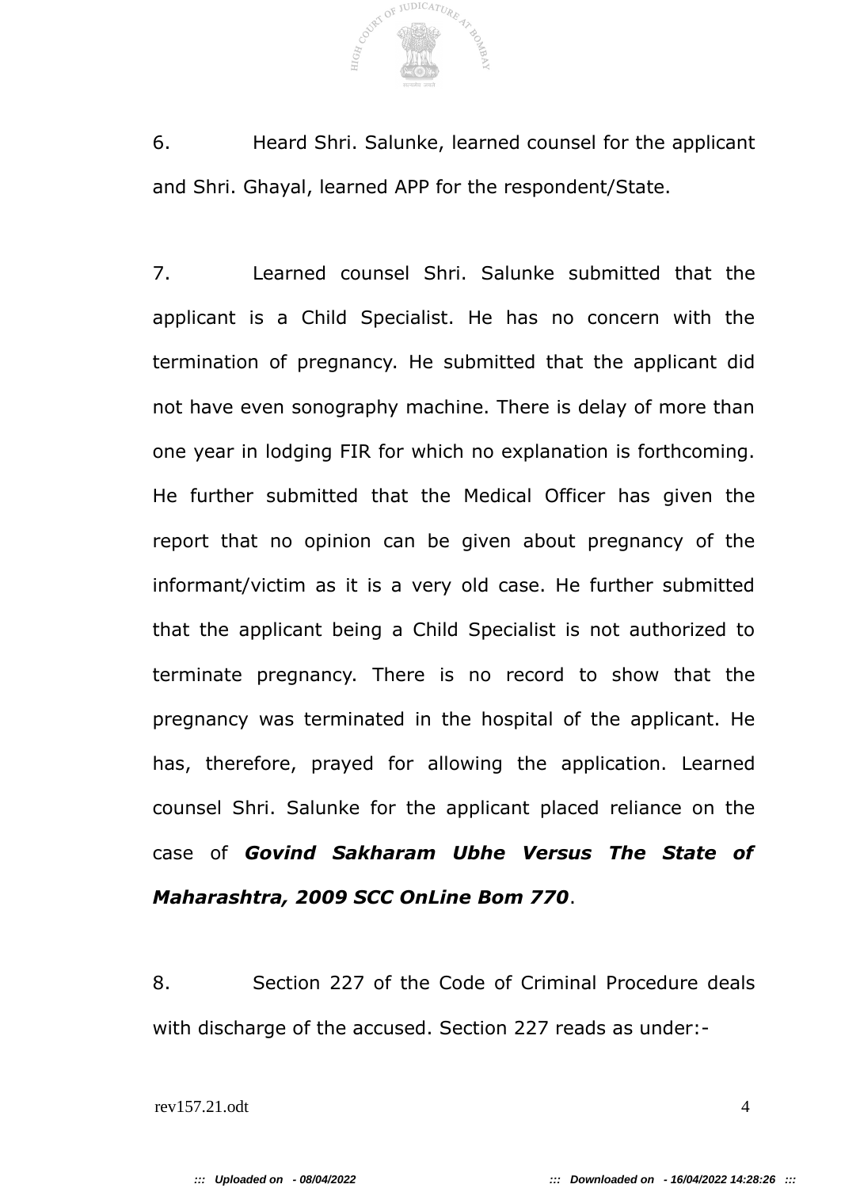6. Heard Shri. Salunke, learned counsel for the applicant and Shri. Ghayal, learned APP for the respondent/State.

7. Learned counsel Shri. Salunke submitted that the applicant is a Child Specialist. He has no concern with the termination of pregnancy. He submitted that the applicant did not have even sonography machine. There is delay of more than one year in lodging FIR for which no explanation is forthcoming. He further submitted that the Medical Officer has given the report that no opinion can be given about pregnancy of the informant/victim as it is a very old case. He further submitted that the applicant being a Child Specialist is not authorized to terminate pregnancy. There is no record to show that the pregnancy was terminated in the hospital of the applicant. He has, therefore, prayed for allowing the application. Learned counsel Shri. Salunke for the applicant placed reliance on the case of ***Govind Sakharam Ubhe Versus The State of Maharashtra, 2009 SCC OnLine Bom 770***.

8. Section 227 of the Code of Criminal Procedure deals with discharge of the accused. Section 227 reads as under:-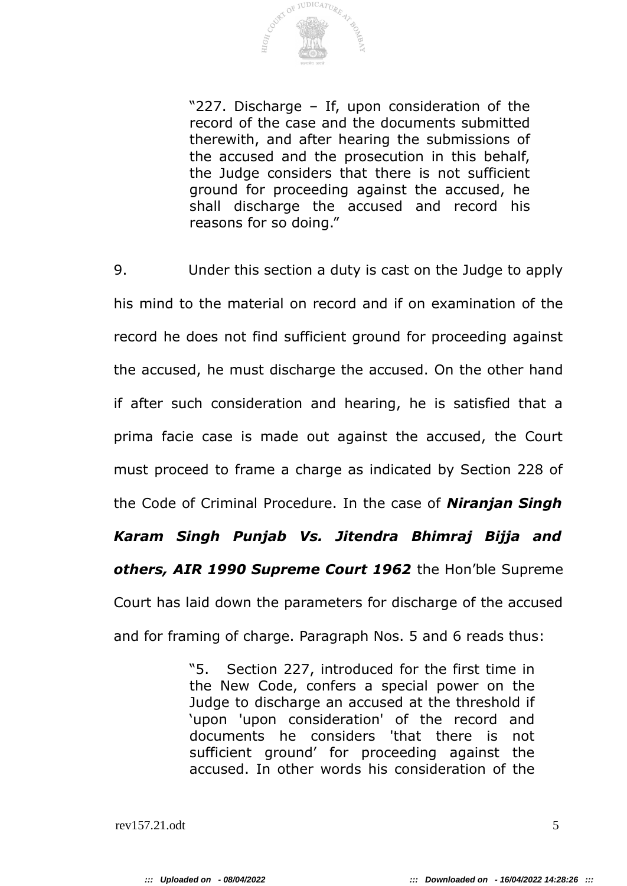> "227. Discharge – If, upon consideration of the record of the case and the documents submitted therewith, and after hearing the submissions of the accused and the prosecution in this behalf, the Judge considers that there is not sufficient ground for proceeding against the accused, he shall discharge the accused and record his reasons for so doing."

9. Under this section a duty is cast on the Judge to apply his mind to the material on record and if on examination of the record he does not find sufficient ground for proceeding against the accused, he must discharge the accused. On the other hand if after such consideration and hearing, he is satisfied that a prima facie case is made out against the accused, the Court must proceed to frame a charge as indicated by Section 228 of the Code of Criminal Procedure. In the case of ***Niranjan Singh Karam Singh Punjab Vs. Jitendra Bhimraj Bijja and others, AIR 1990 Supreme Court 1962*** the Hon'ble Supreme Court has laid down the parameters for discharge of the accused and for framing of charge. Paragraph Nos. 5 and 6 reads thus:

> "5. Section 227, introduced for the first time in the New Code, confers a special power on the Judge to discharge an accused at the threshold if 'upon 'upon consideration' of the record and documents he considers 'that there is not sufficient ground' for proceeding against the accused. In other words his consideration of the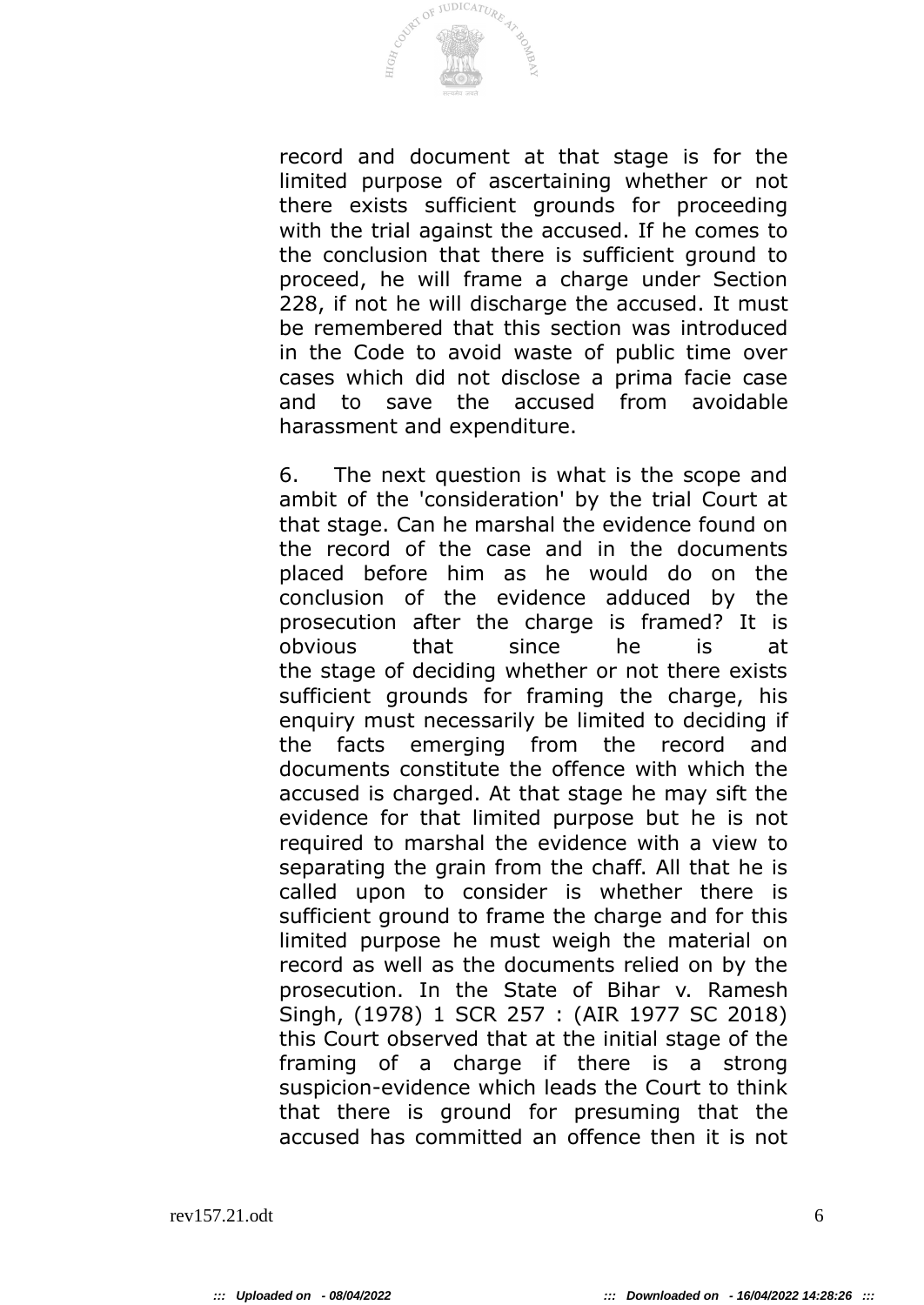record and document at that stage is for the limited purpose of ascertaining whether or not there exists sufficient grounds for proceeding with the trial against the accused. If he comes to the conclusion that there is sufficient ground to proceed, he will frame a charge under Section 228, if not he will discharge the accused. It must be remembered that this section was introduced in the Code to avoid waste of public time over cases which did not disclose a prima facie case and to save the accused from avoidable harassment and expenditure.

6. The next question is what is the scope and ambit of the 'consideration' by the trial Court at that stage. Can he marshal the evidence found on the record of the case and in the documents placed before him as he would do on the conclusion of the evidence adduced by the prosecution after the charge is framed? It is obvious that since he is at the stage of deciding whether or not there exists sufficient grounds for framing the charge, his enquiry must necessarily be limited to deciding if the facts emerging from the record and documents constitute the offence with which the accused is charged. At that stage he may sift the evidence for that limited purpose but he is not required to marshal the evidence with a view to separating the grain from the chaff. All that he is called upon to consider is whether there is sufficient ground to frame the charge and for this limited purpose he must weigh the material on record as well as the documents relied on by the prosecution. In the State of Bihar v. Ramesh Singh, (1978) 1 SCR 257 : (AIR 1977 SC 2018) this Court observed that at the initial stage of the framing of a charge if there is a strong suspicion-evidence which leads the Court to think that there is ground for presuming that the accused has committed an offence then it is not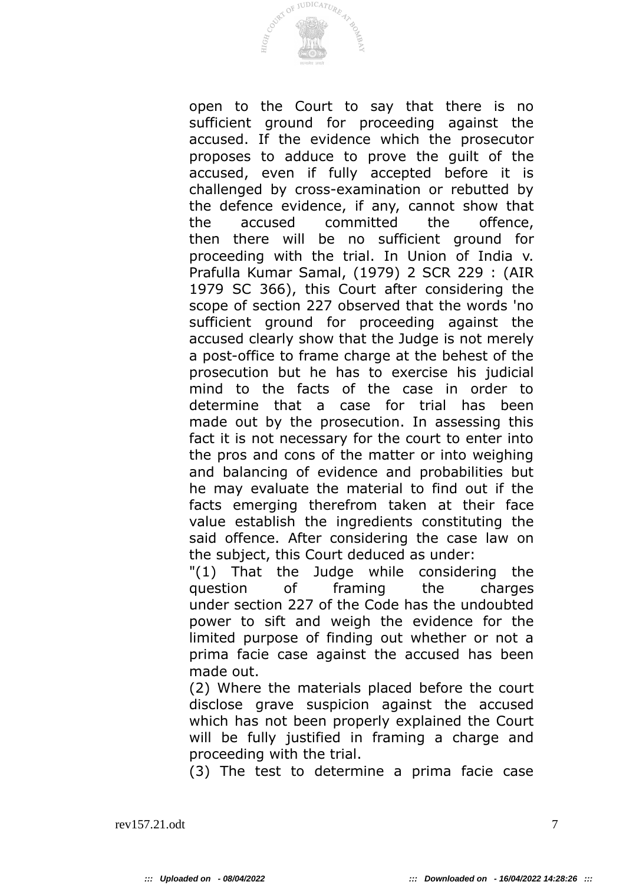open to the Court to say that there is no sufficient ground for proceeding against the accused. If the evidence which the prosecutor proposes to adduce to prove the guilt of the accused, even if fully accepted before it is challenged by cross-examination or rebutted by the defence evidence, if any, cannot show that the accused committed the offence, then there will be no sufficient ground for proceeding with the trial. In Union of India v. Prafulla Kumar Samal, (1979) 2 SCR 229 : (AIR 1979 SC 366), this Court after considering the scope of section 227 observed that the words 'no sufficient ground for proceeding against the accused clearly show that the Judge is not merely a post-office to frame charge at the behest of the prosecution but he has to exercise his judicial mind to the facts of the case in order to determine that a case for trial has been made out by the prosecution. In assessing this fact it is not necessary for the court to enter into the pros and cons of the matter or into weighing and balancing of evidence and probabilities but he may evaluate the material to find out if the facts emerging therefrom taken at their face value establish the ingredients constituting the said offence. After considering the case law on the subject, this Court deduced as under:

"(1) That the Judge while considering the question of framing the charges under section 227 of the Code has the undoubted power to sift and weigh the evidence for the limited purpose of finding out whether or not a prima facie case against the accused has been made out.

(2) Where the materials placed before the court disclose grave suspicion against the accused which has not been properly explained the Court will be fully justified in framing a charge and proceeding with the trial.

(3) The test to determine a prima facie case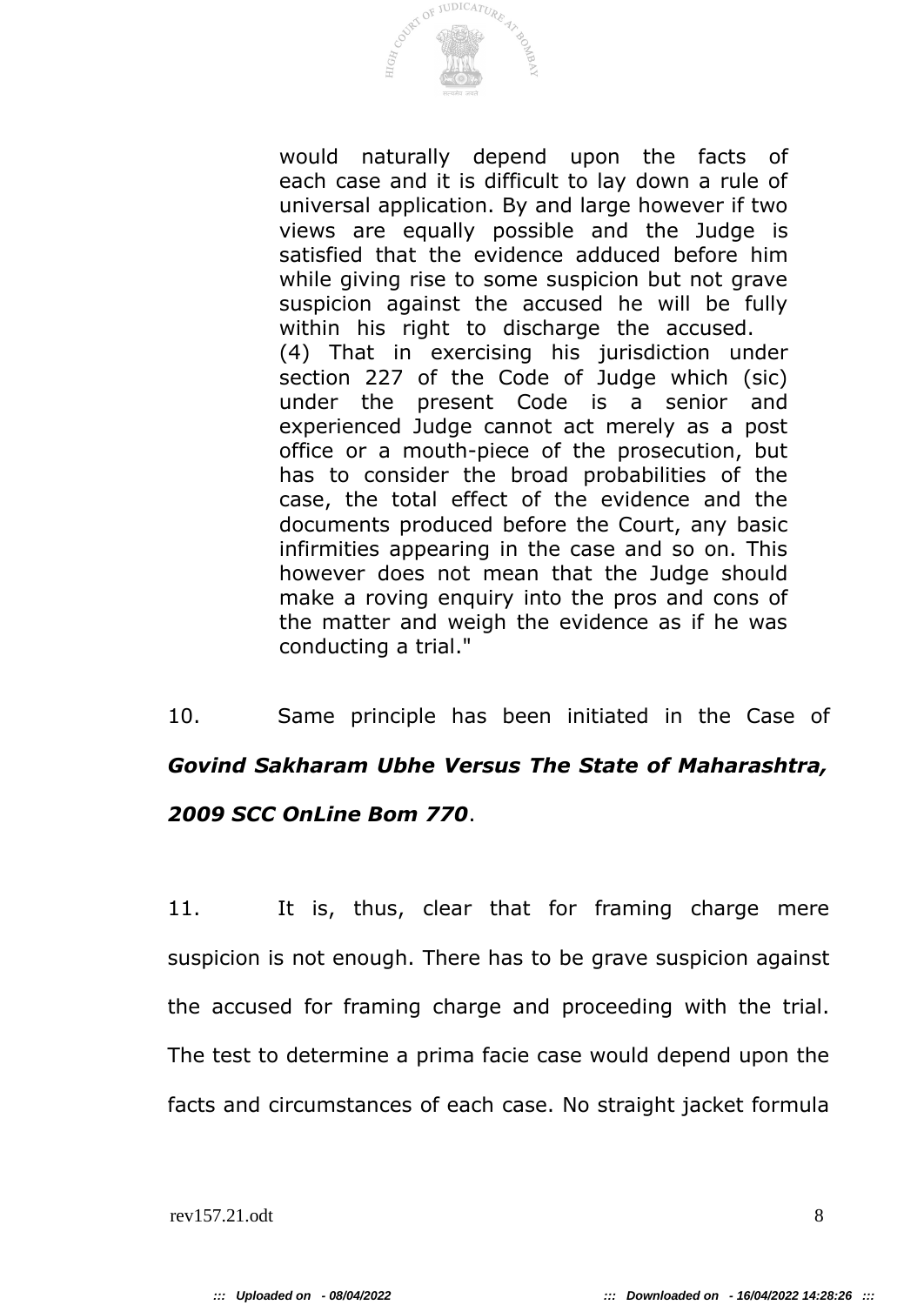> would naturally depend upon the facts of each case and it is difficult to lay down a rule of universal application. By and large however if two views are equally possible and the Judge is satisfied that the evidence adduced before him while giving rise to some suspicion but not grave suspicion against the accused he will be fully within his right to discharge the accused.
>
> (4) That in exercising his jurisdiction under section 227 of the Code of Judge which (sic) under the present Code is a senior and experienced Judge cannot act merely as a post office or a mouth-piece of the prosecution, but has to consider the broad probabilities of the case, the total effect of the evidence and the documents produced before the Court, any basic infirmities appearing in the case and so on. This however does not mean that the Judge should make a roving enquiry into the pros and cons of the matter and weigh the evidence as if he was conducting a trial."

10. Same principle has been initiated in the Case of ***Govind Sakharam Ubhe Versus The State of Maharashtra, 2009 SCC OnLine Bom 770***.

11. It is, thus, clear that for framing charge mere suspicion is not enough. There has to be grave suspicion against the accused for framing charge and proceeding with the trial. The test to determine a prima facie case would depend upon the facts and circumstances of each case. No straight jacket formula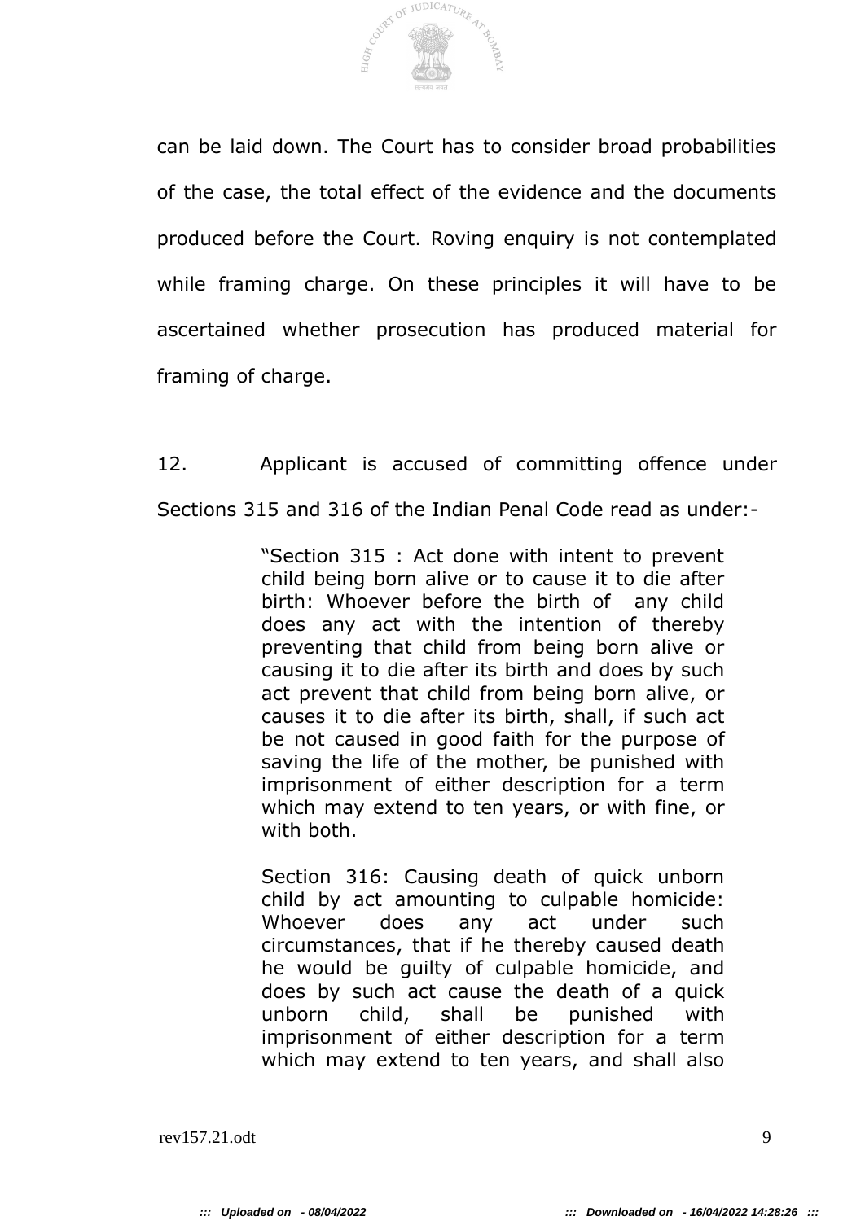can be laid down. The Court has to consider broad probabilities of the case, the total effect of the evidence and the documents produced before the Court. Roving enquiry is not contemplated while framing charge. On these principles it will have to be ascertained whether prosecution has produced material for framing of charge.

12. Applicant is accused of committing offence under Sections 315 and 316 of the Indian Penal Code read as under:-

> "Section 315 : Act done with intent to prevent child being born alive or to cause it to die after birth: Whoever before the birth of any child does any act with the intention of thereby preventing that child from being born alive or causing it to die after its birth and does by such act prevent that child from being born alive, or causes it to die after its birth, shall, if such act be not caused in good faith for the purpose of saving the life of the mother, be punished with imprisonment of either description for a term which may extend to ten years, or with fine, or with both.
>
> Section 316: Causing death of quick unborn child by act amounting to culpable homicide: Whoever does any act under such circumstances, that if he thereby caused death he would be guilty of culpable homicide, and does by such act cause the death of a quick unborn child, shall be punished with imprisonment of either description for a term which may extend to ten years, and shall also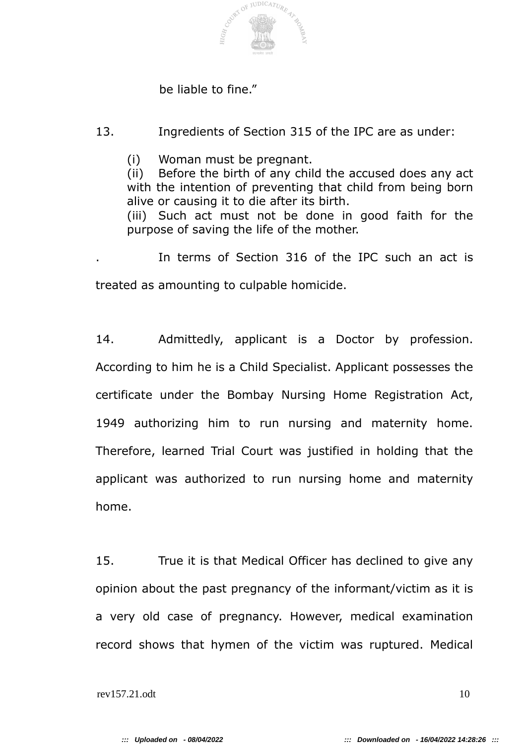be liable to fine."

13. Ingredients of Section 315 of the IPC are as under:

(i) Woman must be pregnant.
(ii) Before the birth of any child the accused does any act with the intention of preventing that child from being born alive or causing it to die after its birth.
(iii) Such act must not be done in good faith for the purpose of saving the life of the mother.

. In terms of Section 316 of the IPC such an act is treated as amounting to culpable homicide.

14. Admittedly, applicant is a Doctor by profession. According to him he is a Child Specialist. Applicant possesses the certificate under the Bombay Nursing Home Registration Act, 1949 authorizing him to run nursing and maternity home. Therefore, learned Trial Court was justified in holding that the applicant was authorized to run nursing home and maternity home.

15. True it is that Medical Officer has declined to give any opinion about the past pregnancy of the informant/victim as it is a very old case of pregnancy. However, medical examination record shows that hymen of the victim was ruptured. Medical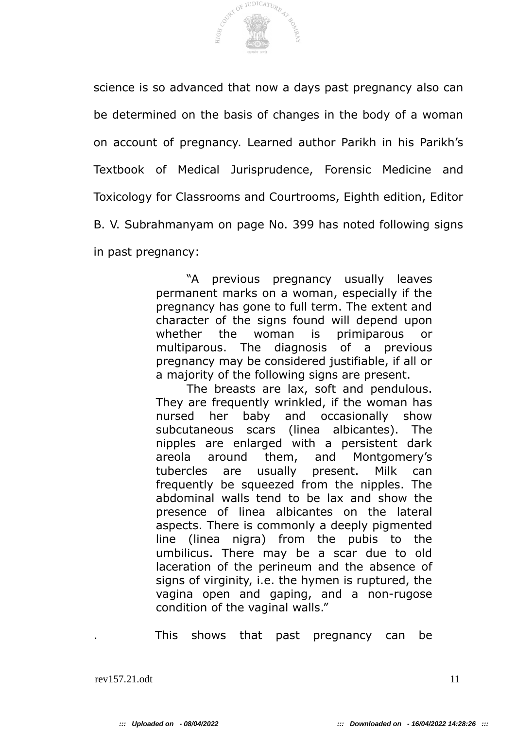science is so advanced that now a days past pregnancy also can be determined on the basis of changes in the body of a woman on account of pregnancy. Learned author Parikh in his Parikh's Textbook of Medical Jurisprudence, Forensic Medicine and Toxicology for Classrooms and Courtrooms, Eighth edition, Editor B. V. Subrahmanyam on page No. 399 has noted following signs in past pregnancy:

> "A previous pregnancy usually leaves permanent marks on a woman, especially if the pregnancy has gone to full term. The extent and character of the signs found will depend upon whether the woman is primiparous or multiparous. The diagnosis of a previous pregnancy may be considered justifiable, if all or a majority of the following signs are present.
>
> The breasts are lax, soft and pendulous. They are frequently wrinkled, if the woman has nursed her baby and occasionally show subcutaneous scars (linea albicantes). The nipples are enlarged with a persistent dark areola around them, and Montgomery's tubercles are usually present. Milk can frequently be squeezed from the nipples. The abdominal walls tend to be lax and show the presence of linea albicantes on the lateral aspects. There is commonly a deeply pigmented line (linea nigra) from the pubis to the umbilicus. There may be a scar due to old laceration of the perineum and the absence of signs of virginity, i.e. the hymen is ruptured, the vagina open and gaping, and a non-rugose condition of the vaginal walls."

. This shows that past pregnancy can be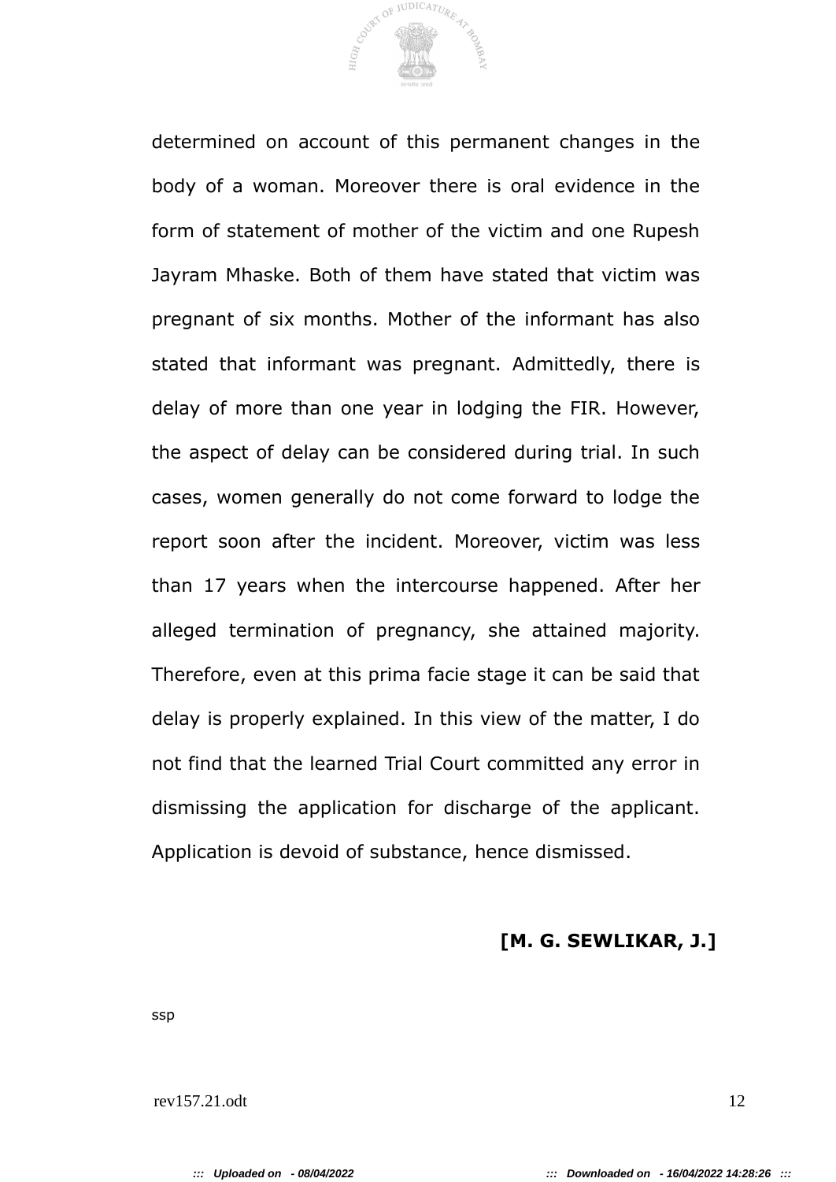determined on account of this permanent changes in the body of a woman. Moreover there is oral evidence in the form of statement of mother of the victim and one Rupesh Jayram Mhaske. Both of them have stated that victim was pregnant of six months. Mother of the informant has also stated that informant was pregnant. Admittedly, there is delay of more than one year in lodging the FIR. However, the aspect of delay can be considered during trial. In such cases, women generally do not come forward to lodge the report soon after the incident. Moreover, victim was less than 17 years when the intercourse happened. After her alleged termination of pregnancy, she attained majority. Therefore, even at this prima facie stage it can be said that delay is properly explained. In this view of the matter, I do not find that the learned Trial Court committed any error in dismissing the application for discharge of the applicant. Application is devoid of substance, hence dismissed.

**[M. G. SEWLIKAR, J.]**

ssp